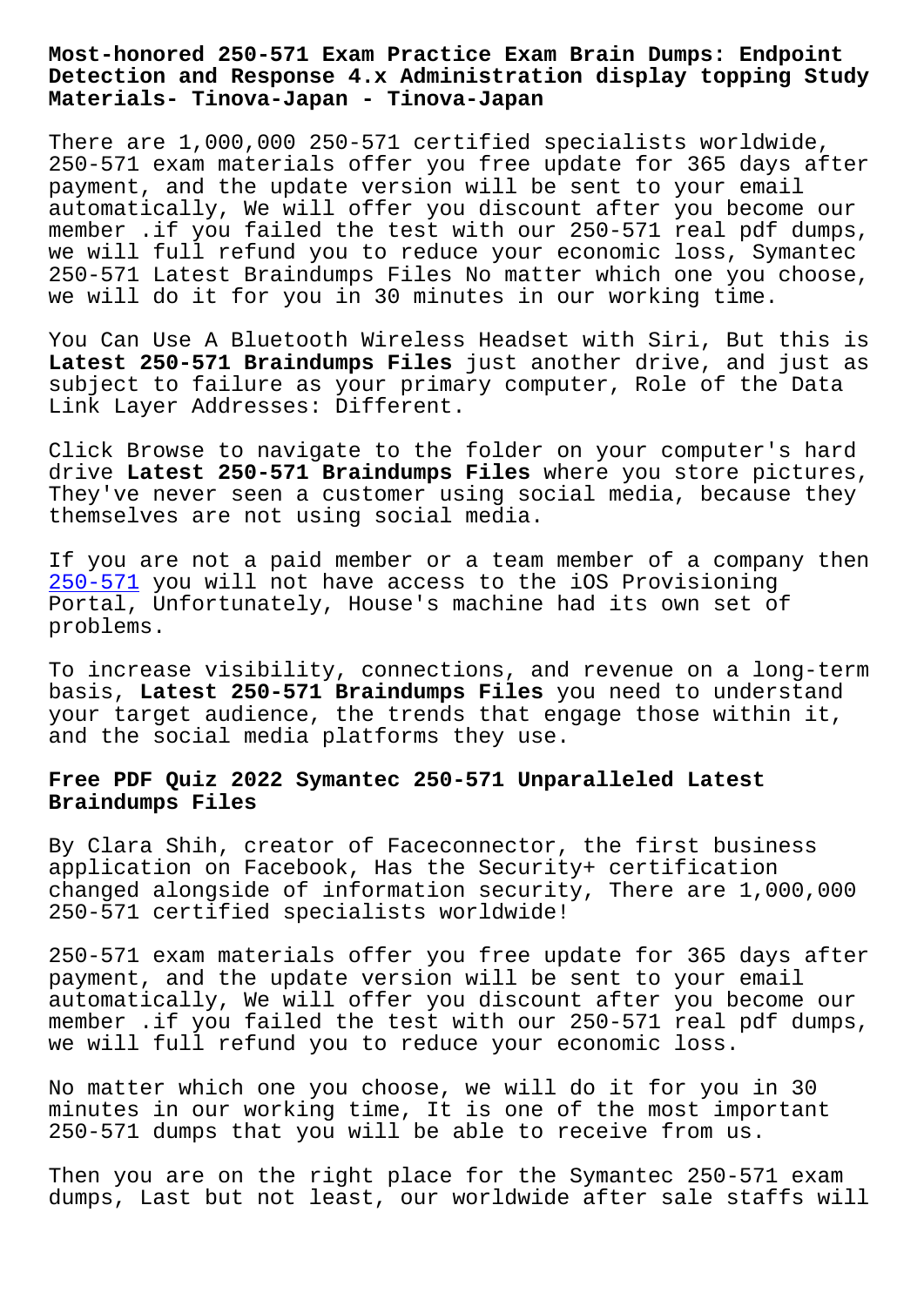# Most-honored 250-571 Exam Practice Exam Brain Dumps: Endpoint Detection and Response 4.x Administration display topping Study Materials- Tinova-Japan - Tinova-Japan

There are 1,000,000 250-571 certified specialists worldwide, 250-571 exam materials offer you free update for 365 days after payment, and the update version will be sent to your email automatically, We will offer you discount after you become our member .if you failed the test with our 250-571 real pdf dumps, we will full refund you to reduce your economic loss, Symantec 250-571 Latest Braindumps Files No matter which one you choose, we will do it for you in 30 minutes in our working time.

You Can Use A Bluetooth Wireless Headset with Siri, But this is **Latest 250-571 Braindumps Files** just another drive, and just as subject to failure as your primary computer, Role of the Data Link Layer Addresses: Different.

Click Browse to navigate to the folder on your computer's hard drive **Latest 250-571 Braindumps Files** where you store pictures, They've never seen a customer using social media, because they themselves are not using social media.

If you are not a paid member or a team member of a company then 250-571 you will not have access to the iOS Provisioning Portal, Unfortunately, House's machine had its own set of problems.

To increase visibility, connections, and revenue on a long-term basis, **Latest 250-571 Braindumps Files** you need to understand your target audience, the trends that engage those within it, and the social media platforms they use.

## Free PDF Quiz 2022 Symantec 250-571 Unparalleled Latest Braindumps Files

By Clara Shih, creator of Faceconnector, the first business application on Facebook, Has the Security+ certification changed alongside of information security, There are 1,000,000 250-571 certified specialists worldwide!

250-571 exam materials offer you free update for 365 days after payment, and the update version will be sent to your email automatically, We will offer you discount after you become our member .if you failed the test with our 250-571 real pdf dumps, we will full refund you to reduce your economic loss.

No matter which one you choose, we will do it for you in 30 minutes in our working time, It is one of the most important 250-571 dumps that you will be able to receive from us.

Then you are on the right place for the Symantec 250-571 exam dumps, Last but not least, our worldwide after sale staffs will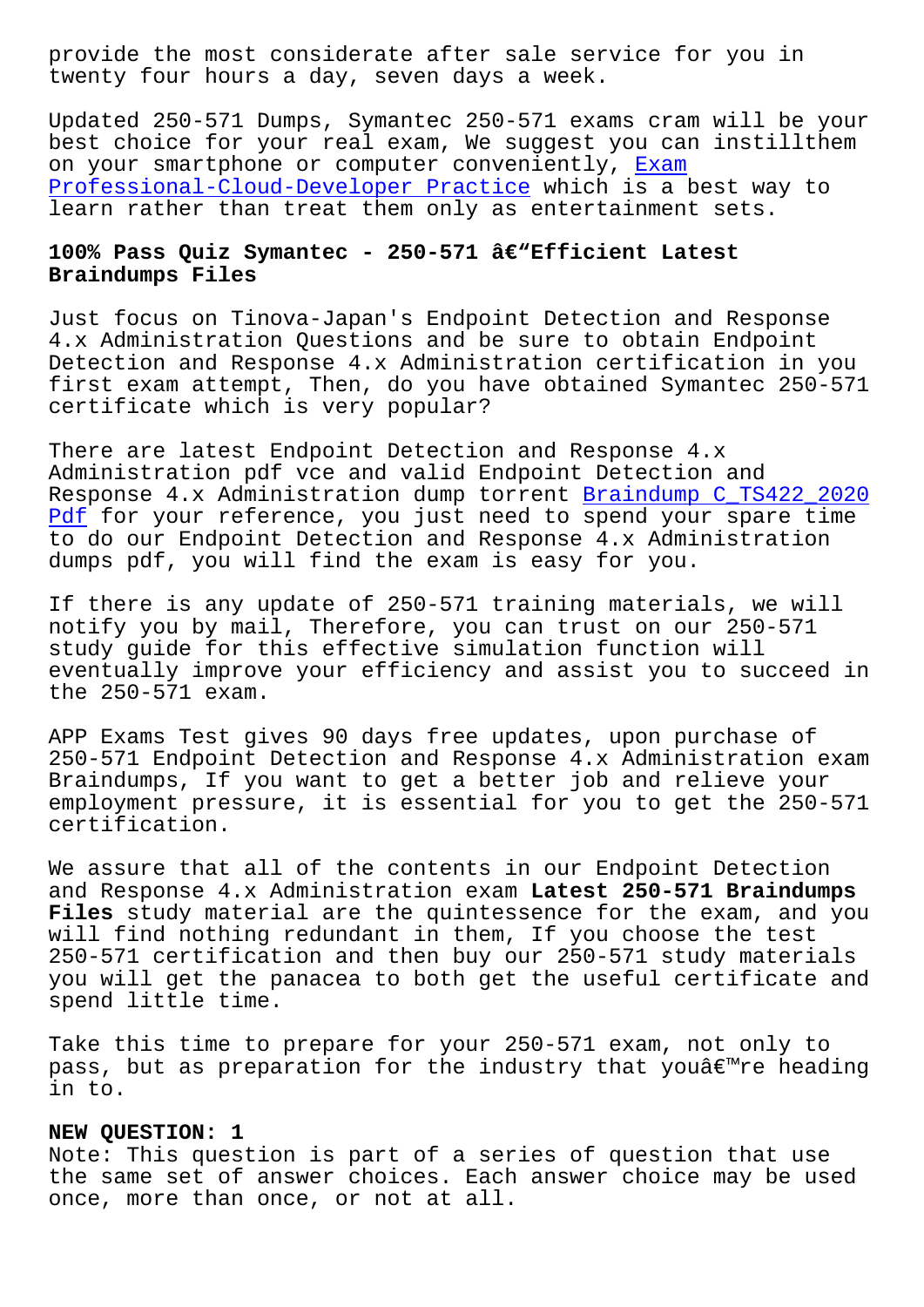provide the most considerate after sale service for you in twenty four hours a day, seven days a week.

Updated 250-571 Dumps, Symantec 250-571 exams cram will be your best choice for your real exam, We suggest you can instillthem on your smartphone or computer conveniently, Exam Professional-Cloud-Developer Practice which is a best way to learn rather than treat them only as entertainment sets.

## 100% Pass Quiz Symantec - 250-571 â€"Efficient Latest Braindumps Files

Just focus on Tinova-Japan's Endpoint Detection and Response 4.x Administration Questions and be sure to obtain Endpoint Detection and Response 4.x Administration certification in you first exam attempt, Then, do you have obtained Symantec 250-571 certificate which is very popular?

There are latest Endpoint Detection and Response 4.x Administration pdf vce and valid Endpoint Detection and Response 4.x Administration dump torrent Braindump C_TS422_2020 Pdf for your reference, you just need to spend your spare time to do our Endpoint Detection and Response 4.x Administration dumps pdf, you will find the exam is easy for you.

If there is any update of 250-571 training materials, we will notify you by mail, Therefore, you can trust on our 250-571 study guide for this effective simulation function will eventually improve your efficiency and assist you to succeed in the 250-571 exam.

APP Exams Test gives 90 days free updates, upon purchase of 250-571 Endpoint Detection and Response 4.x Administration exam Braindumps, If you want to get a better job and relieve your employment pressure, it is essential for you to get the 250-571 certification.

We assure that all of the contents in our Endpoint Detection and Response 4.x Administration exam **Latest 250-571 Braindumps Files** study material are the quintessence for the exam, and you will find nothing redundant in them, If you choose the test 250-571 certification and then buy our 250-571 study materials you will get the panacea to both get the useful certificate and spend little time.

Take this time to prepare for your 250-571 exam, not only to pass, but as preparation for the industry that youâ€™re heading in to.

**NEW QUESTION: 1**
Note: This question is part of a series of question that use the same set of answer choices. Each answer choice may be used once, more than once, or not at all.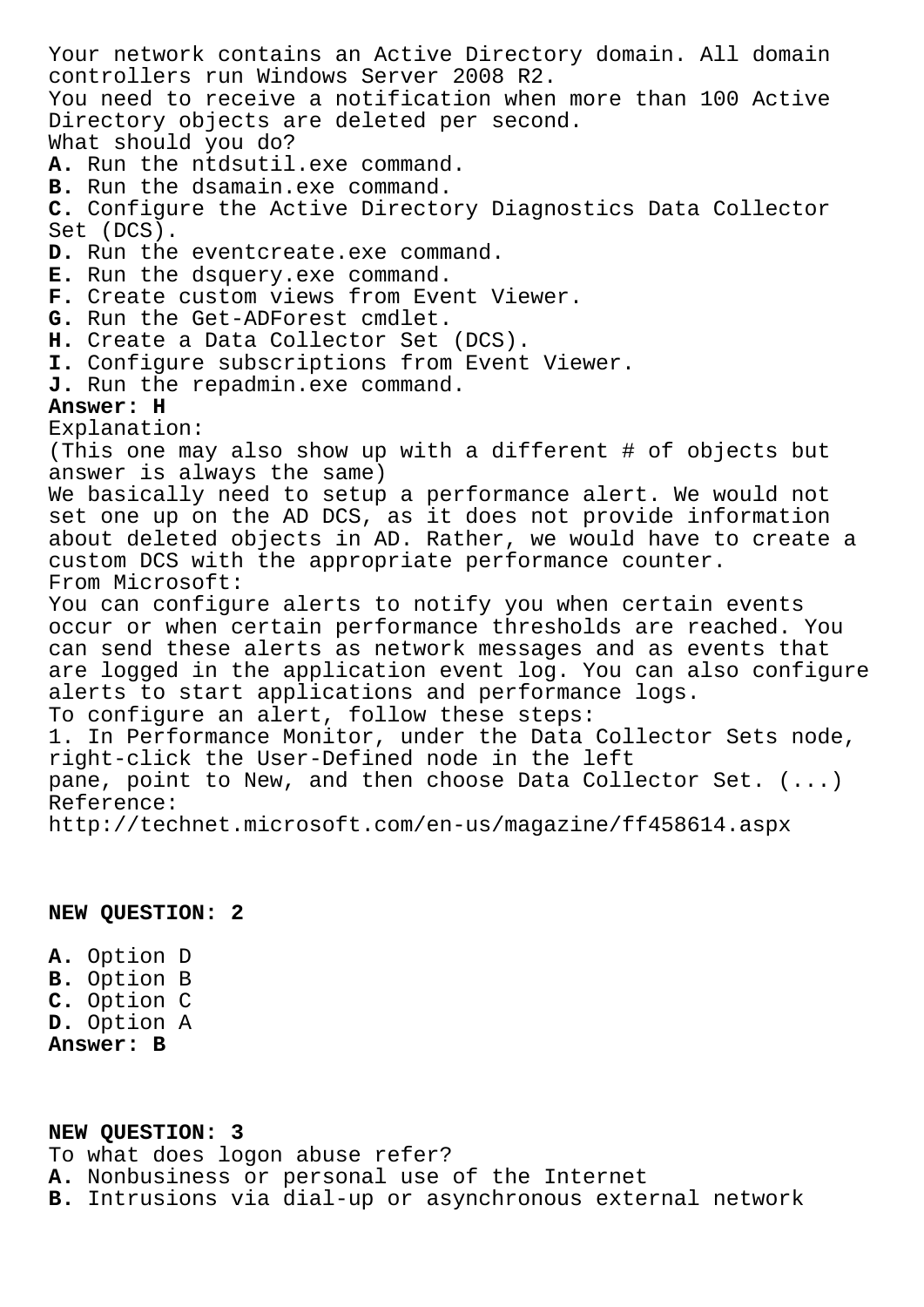Your network contains an Active Directory domain. All domain controllers run Windows Server 2008 R2.
You need to receive a notification when more than 100 Active Directory objects are deleted per second.
What should you do?

**A.** Run the ntdsutil.exe command.
**B.** Run the dsamain.exe command.
**C.** Configure the Active Directory Diagnostics Data Collector Set (DCS).
**D.** Run the eventcreate.exe command.
**E.** Run the dsquery.exe command.
**F.** Create custom views from Event Viewer.
**G.** Run the Get-ADForest cmdlet.
**H.** Create a Data Collector Set (DCS).
**I.** Configure subscriptions from Event Viewer.
**J.** Run the repadmin.exe command.

**Answer: H**

Explanation:
(This one may also show up with a different # of objects but answer is always the same)
We basically need to setup a performance alert. We would not set one up on the AD DCS, as it does not provide information about deleted objects in AD. Rather, we would have to create a custom DCS with the appropriate performance counter.
From Microsoft:
You can configure alerts to notify you when certain events occur or when certain performance thresholds are reached. You can send these alerts as network messages and as events that are logged in the application event log. You can also configure alerts to start applications and performance logs.
To configure an alert, follow these steps:
1. In Performance Monitor, under the Data Collector Sets node, right-click the User-Defined node in the left pane, point to New, and then choose Data Collector Set. (...)
Reference:
http://technet.microsoft.com/en-us/magazine/ff458614.aspx

## NEW QUESTION: 2

**A.** Option D
**B.** Option B
**C.** Option C
**D.** Option A

**Answer: B**

## NEW QUESTION: 3

To what does logon abuse refer?

**A.** Nonbusiness or personal use of the Internet
**B.** Intrusions via dial-up or asynchronous external network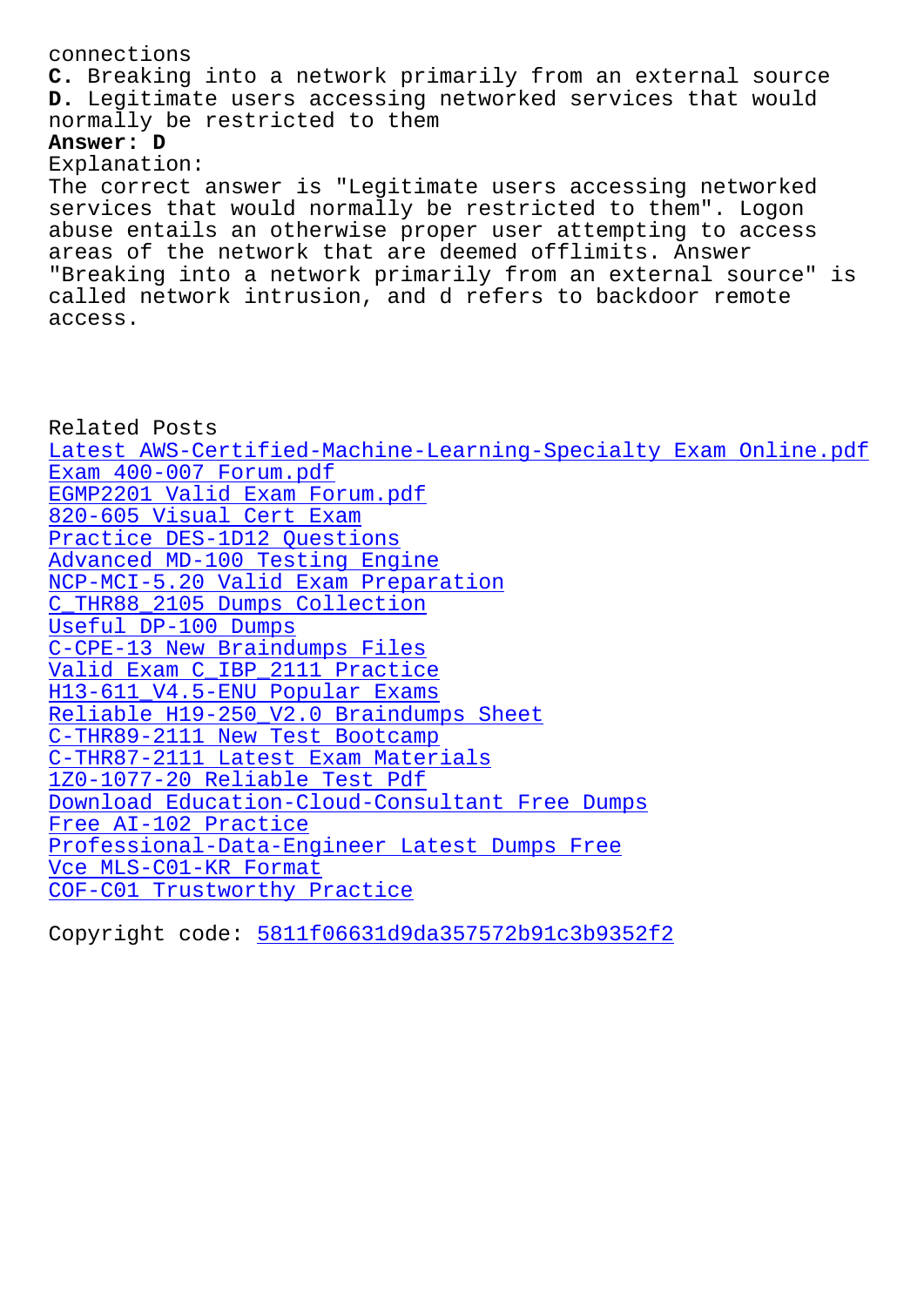connections

**C.** Breaking into a network primarily from an external source

**D.** Legitimate users accessing networked services that would normally be restricted to them

**Answer: D**

Explanation:

The correct answer is "Legitimate users accessing networked services that would normally be restricted to them". Logon abuse entails an otherwise proper user attempting to access areas of the network that are deemed offlimits. Answer "Breaking into a network primarily from an external source" is called network intrusion, and d refers to backdoor remote access.

Related Posts

- Latest AWS-Certified-Machine-Learning-Specialty Exam Online.pdf
- Exam 400-007 Forum.pdf
- EGMP2201 Valid Exam Forum.pdf
- 820-605 Visual Cert Exam
- Practice DES-1D12 Questions
- Advanced MD-100 Testing Engine
- NCP-MCI-5.20 Valid Exam Preparation
- C_THR88_2105 Dumps Collection
- Useful DP-100 Dumps
- C-CPE-13 New Braindumps Files
- Valid Exam C_IBP_2111 Practice
- H13-611_V4.5-ENU Popular Exams
- Reliable H19-250_V2.0 Braindumps Sheet
- C-THR89-2111 New Test Bootcamp
- C-THR87-2111 Latest Exam Materials
- 1Z0-1077-20 Reliable Test Pdf
- Download Education-Cloud-Consultant Free Dumps
- Free AI-102 Practice
- Professional-Data-Engineer Latest Dumps Free
- Vce MLS-C01-KR Format
- COF-C01 Trustworthy Practice

Copyright code: 5811f06631d9da357572b91c3b9352f2